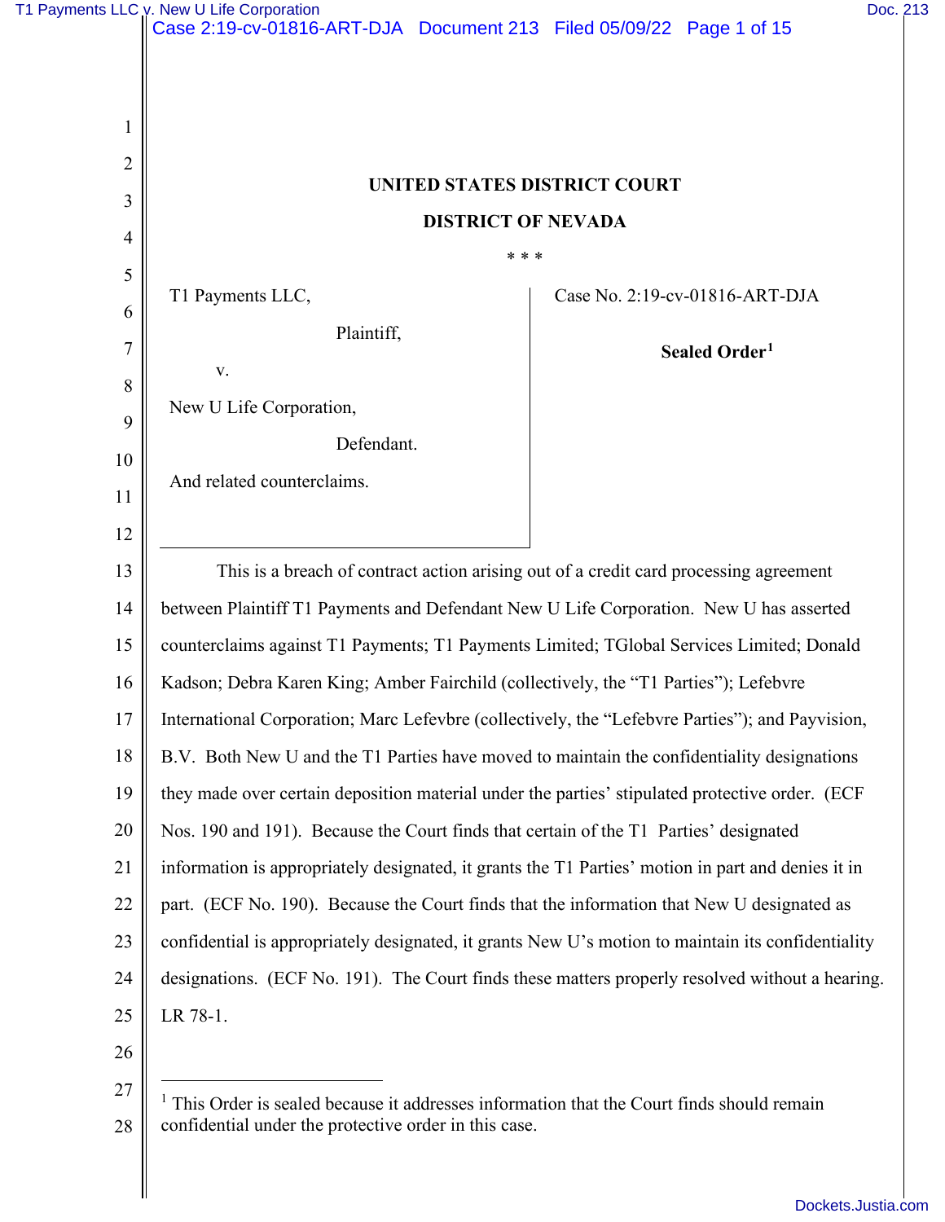**UNITED STATES DISTRICT COURT**

**DISTRICT OF NEVADA**

\* \* \*

| | |
|---|---|
| T1 Payments LLC,<br><br>Plaintiff,<br><br>v.<br><br>New U Life Corporation,<br><br>Defendant.<br><br>And related counterclaims. | Case No. 2:19-cv-01816-ART-DJA<br><br>**Sealed Order**[1] |

This is a breach of contract action arising out of a credit card processing agreement between Plaintiff T1 Payments and Defendant New U Life Corporation. New U has asserted counterclaims against T1 Payments; T1 Payments Limited; TGlobal Services Limited; Donald Kadson; Debra Karen King; Amber Fairchild (collectively, the "T1 Parties"); Lefebvre International Corporation; Marc Lefevbre (collectively, the "Lefebvre Parties"); and Payvision, B.V. Both New U and the T1 Parties have moved to maintain the confidentiality designations they made over certain deposition material under the parties' stipulated protective order. (ECF Nos. 190 and 191). Because the Court finds that certain of the T1 Parties' designated information is appropriately designated, it grants the T1 Parties' motion in part and denies it in part. (ECF No. 190). Because the Court finds that the information that New U designated as confidential is appropriately designated, it grants New U's motion to maintain its confidentiality designations. (ECF No. 191). The Court finds these matters properly resolved without a hearing. LR 78-1.

---

[1] This Order is sealed because it addresses information that the Court finds should remain confidential under the protective order in this case.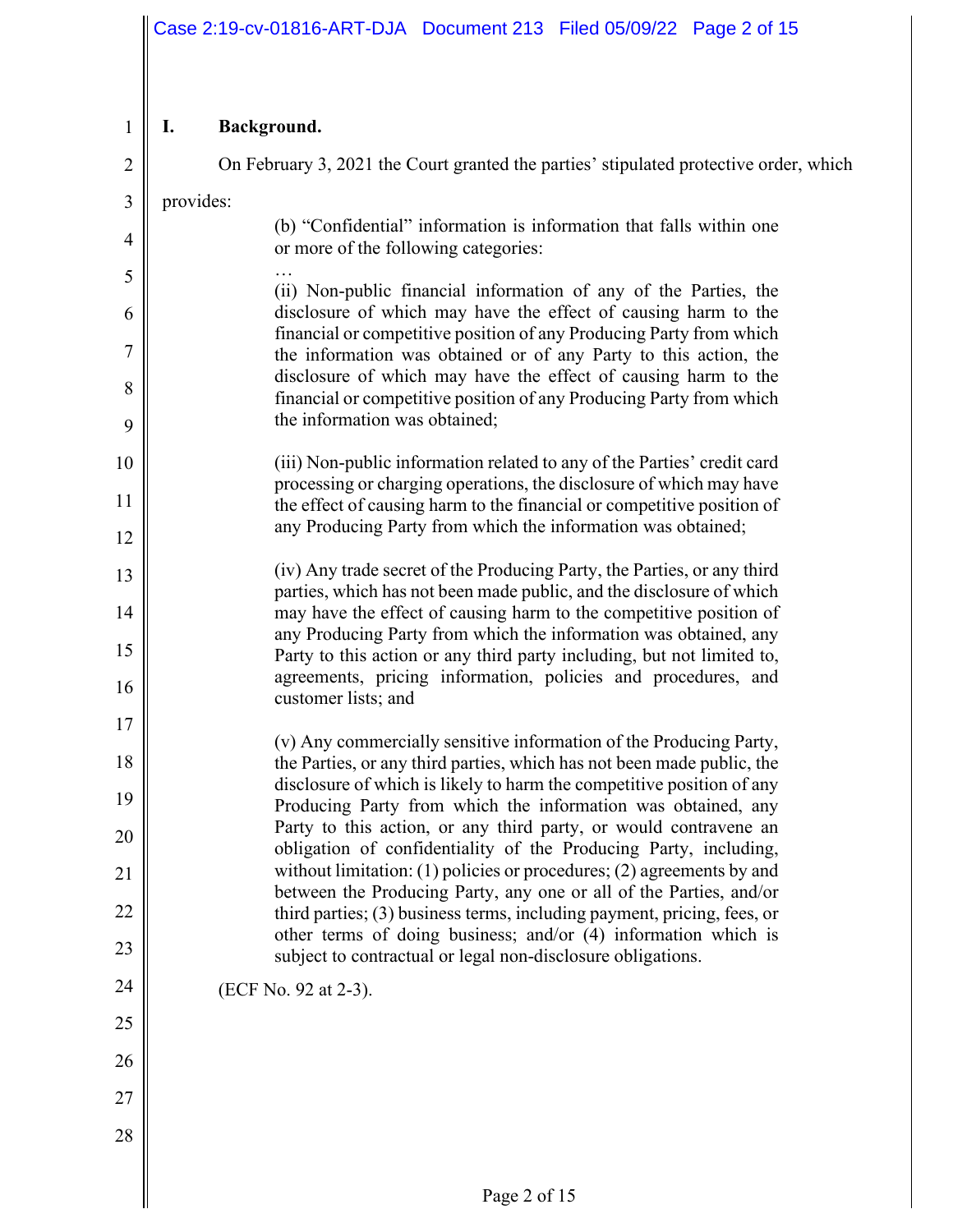## I. Background.

On February 3, 2021 the Court granted the parties' stipulated protective order, which provides:

> (b) "Confidential" information is information that falls within one or more of the following categories:
>
> …
>
> (ii) Non-public financial information of any of the Parties, the disclosure of which may have the effect of causing harm to the financial or competitive position of any Producing Party from which the information was obtained or of any Party to this action, the disclosure of which may have the effect of causing harm to the financial or competitive position of any Producing Party from which the information was obtained;
>
> (iii) Non-public information related to any of the Parties' credit card processing or charging operations, the disclosure of which may have the effect of causing harm to the financial or competitive position of any Producing Party from which the information was obtained;
>
> (iv) Any trade secret of the Producing Party, the Parties, or any third parties, which has not been made public, and the disclosure of which may have the effect of causing harm to the competitive position of any Producing Party from which the information was obtained, any Party to this action or any third party including, but not limited to, agreements, pricing information, policies and procedures, and customer lists; and
>
> (v) Any commercially sensitive information of the Producing Party, the Parties, or any third parties, which has not been made public, the disclosure of which is likely to harm the competitive position of any Producing Party from which the information was obtained, any Party to this action, or any third party, or would contravene an obligation of confidentiality of the Producing Party, including, without limitation: (1) policies or procedures; (2) agreements by and between the Producing Party, any one or all of the Parties, and/or third parties; (3) business terms, including payment, pricing, fees, or other terms of doing business; and/or (4) information which is subject to contractual or legal non-disclosure obligations.

(ECF No. 92 at 2-3).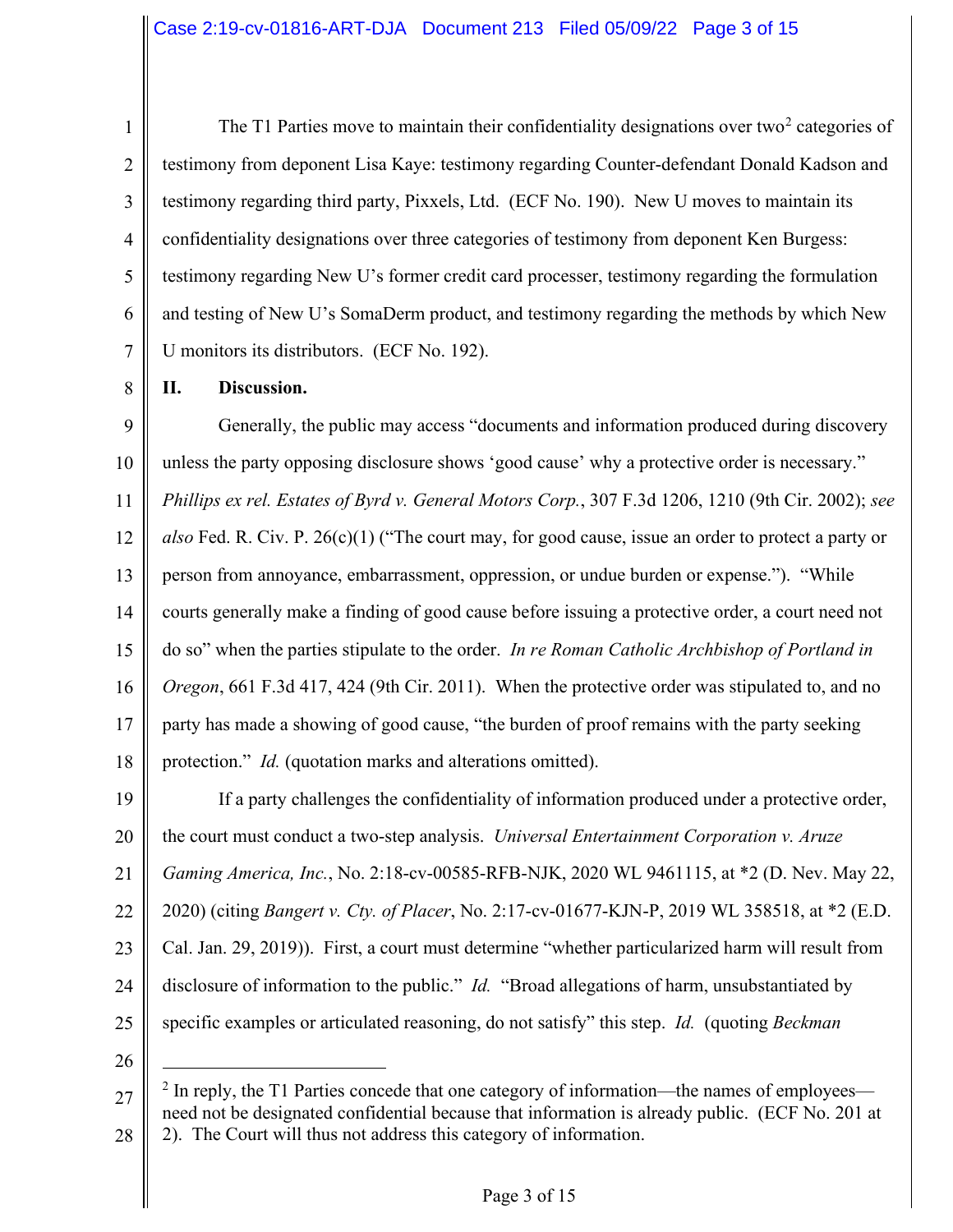The T1 Parties move to maintain their confidentiality designations over two[2] categories of testimony from deponent Lisa Kaye: testimony regarding Counter-defendant Donald Kadson and testimony regarding third party, Pixxels, Ltd. (ECF No. 190). New U moves to maintain its confidentiality designations over three categories of testimony from deponent Ken Burgess: testimony regarding New U's former credit card processer, testimony regarding the formulation and testing of New U's SomaDerm product, and testimony regarding the methods by which New U monitors its distributors. (ECF No. 192).

## II. Discussion.

Generally, the public may access "documents and information produced during discovery unless the party opposing disclosure shows 'good cause' why a protective order is necessary." *Phillips ex rel. Estates of Byrd v. General Motors Corp.*, 307 F.3d 1206, 1210 (9th Cir. 2002); *see also* Fed. R. Civ. P. 26(c)(1) ("The court may, for good cause, issue an order to protect a party or person from annoyance, embarrassment, oppression, or undue burden or expense."). "While courts generally make a finding of good cause before issuing a protective order, a court need not do so" when the parties stipulate to the order. *In re Roman Catholic Archbishop of Portland in Oregon*, 661 F.3d 417, 424 (9th Cir. 2011). When the protective order was stipulated to, and no party has made a showing of good cause, "the burden of proof remains with the party seeking protection." *Id.* (quotation marks and alterations omitted).

If a party challenges the confidentiality of information produced under a protective order, the court must conduct a two-step analysis. *Universal Entertainment Corporation v. Aruze Gaming America, Inc.*, No. 2:18-cv-00585-RFB-NJK, 2020 WL 9461115, at *2 (D. Nev. May 22, 2020) (citing *Bangert v. Cty. of Placer*, No. 2:17-cv-01677-KJN-P, 2019 WL 358518, at *2 (E.D. Cal. Jan. 29, 2019)). First, a court must determine "whether particularized harm will result from disclosure of information to the public." *Id.* "Broad allegations of harm, unsubstantiated by specific examples or articulated reasoning, do not satisfy" this step. *Id.* (quoting *Beckman*

---

[2] In reply, the T1 Parties concede that one category of information—the names of employees—need not be designated confidential because that information is already public. (ECF No. 201 at 2). The Court will thus not address this category of information.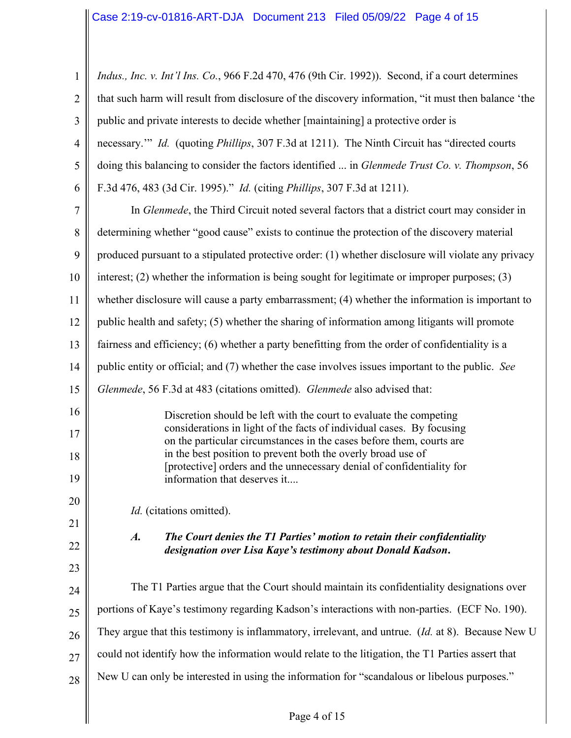*Indus., Inc. v. Int'l Ins. Co.*, 966 F.2d 470, 476 (9th Cir. 1992)). Second, if a court determines that such harm will result from disclosure of the discovery information, "it must then balance 'the public and private interests to decide whether [maintaining] a protective order is necessary.'" *Id.* (quoting *Phillips*, 307 F.3d at 1211). The Ninth Circuit has "directed courts doing this balancing to consider the factors identified ... in *Glenmede Trust Co. v. Thompson*, 56 F.3d 476, 483 (3d Cir. 1995)." *Id.* (citing *Phillips*, 307 F.3d at 1211).

In *Glenmede*, the Third Circuit noted several factors that a district court may consider in determining whether "good cause" exists to continue the protection of the discovery material produced pursuant to a stipulated protective order: (1) whether disclosure will violate any privacy interest; (2) whether the information is being sought for legitimate or improper purposes; (3) whether disclosure will cause a party embarrassment; (4) whether the information is important to public health and safety; (5) whether the sharing of information among litigants will promote fairness and efficiency; (6) whether a party benefitting from the order of confidentiality is a public entity or official; and (7) whether the case involves issues important to the public. *See Glenmede*, 56 F.3d at 483 (citations omitted). *Glenmede* also advised that:

> Discretion should be left with the court to evaluate the competing considerations in light of the facts of individual cases. By focusing on the particular circumstances in the cases before them, courts are in the best position to prevent both the overly broad use of [protective] orders and the unnecessary denial of confidentiality for information that deserves it....

*Id.* (citations omitted).

### *A. The Court denies the T1 Parties' motion to retain their confidentiality designation over Lisa Kaye's testimony about Donald Kadson.*

The T1 Parties argue that the Court should maintain its confidentiality designations over portions of Kaye's testimony regarding Kadson's interactions with non-parties. (ECF No. 190). They argue that this testimony is inflammatory, irrelevant, and untrue. (*Id.* at 8). Because New U could not identify how the information would relate to the litigation, the T1 Parties assert that New U can only be interested in using the information for "scandalous or libelous purposes."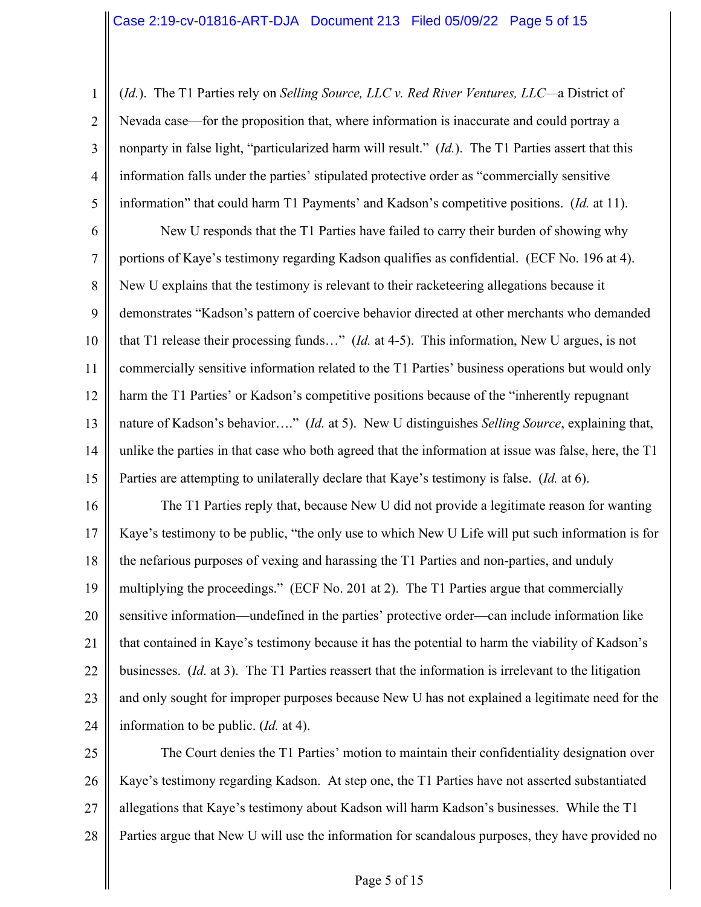(*Id.*). The T1 Parties rely on *Selling Source, LLC v. Red River Ventures, LLC*—a District of Nevada case—for the proposition that, where information is inaccurate and could portray a nonparty in false light, "particularized harm will result." (*Id.*). The T1 Parties assert that this information falls under the parties' stipulated protective order as "commercially sensitive information" that could harm T1 Payments' and Kadson's competitive positions. (*Id.* at 11).

New U responds that the T1 Parties have failed to carry their burden of showing why portions of Kaye's testimony regarding Kadson qualifies as confidential. (ECF No. 196 at 4). New U explains that the testimony is relevant to their racketeering allegations because it demonstrates "Kadson's pattern of coercive behavior directed at other merchants who demanded that T1 release their processing funds…" (*Id.* at 4-5). This information, New U argues, is not commercially sensitive information related to the T1 Parties' business operations but would only harm the T1 Parties' or Kadson's competitive positions because of the "inherently repugnant nature of Kadson's behavior…." (*Id.* at 5). New U distinguishes *Selling Source*, explaining that, unlike the parties in that case who both agreed that the information at issue was false, here, the T1 Parties are attempting to unilaterally declare that Kaye's testimony is false. (*Id.* at 6).

The T1 Parties reply that, because New U did not provide a legitimate reason for wanting Kaye's testimony to be public, "the only use to which New U Life will put such information is for the nefarious purposes of vexing and harassing the T1 Parties and non-parties, and unduly multiplying the proceedings." (ECF No. 201 at 2). The T1 Parties argue that commercially sensitive information—undefined in the parties' protective order—can include information like that contained in Kaye's testimony because it has the potential to harm the viability of Kadson's businesses. (*Id.* at 3). The T1 Parties reassert that the information is irrelevant to the litigation and only sought for improper purposes because New U has not explained a legitimate need for the information to be public. (*Id.* at 4).

The Court denies the T1 Parties' motion to maintain their confidentiality designation over Kaye's testimony regarding Kadson. At step one, the T1 Parties have not asserted substantiated allegations that Kaye's testimony about Kadson will harm Kadson's businesses. While the T1 Parties argue that New U will use the information for scandalous purposes, they have provided no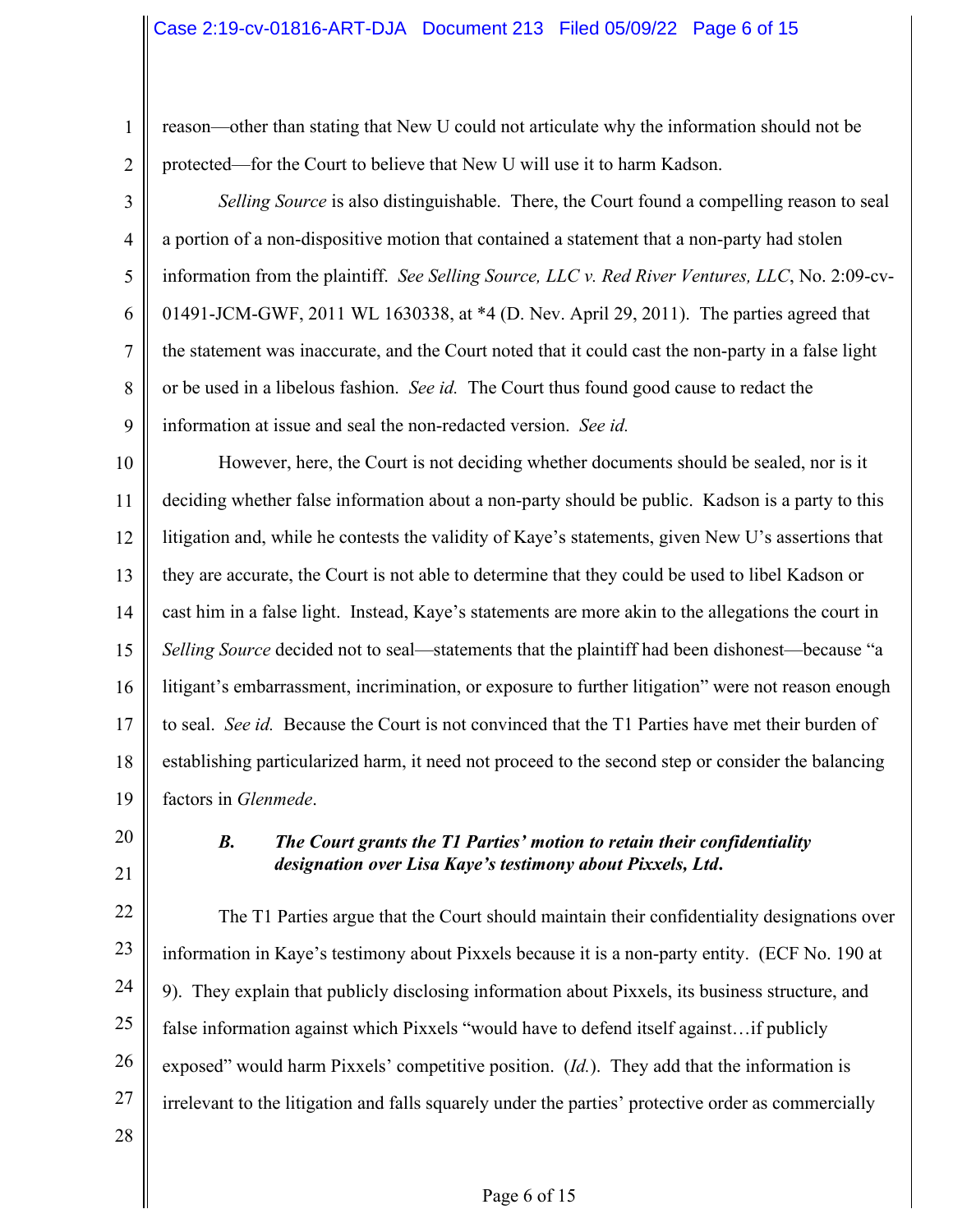reason—other than stating that New U could not articulate why the information should not be protected—for the Court to believe that New U will use it to harm Kadson.

*Selling Source* is also distinguishable. There, the Court found a compelling reason to seal a portion of a non-dispositive motion that contained a statement that a non-party had stolen information from the plaintiff. *See Selling Source, LLC v. Red River Ventures, LLC*, No. 2:09-cv-01491-JCM-GWF, 2011 WL 1630338, at *4 (D. Nev. April 29, 2011). The parties agreed that the statement was inaccurate, and the Court noted that it could cast the non-party in a false light or be used in a libelous fashion. *See id.* The Court thus found good cause to redact the information at issue and seal the non-redacted version. *See id.*

However, here, the Court is not deciding whether documents should be sealed, nor is it deciding whether false information about a non-party should be public. Kadson is a party to this litigation and, while he contests the validity of Kaye's statements, given New U's assertions that they are accurate, the Court is not able to determine that they could be used to libel Kadson or cast him in a false light. Instead, Kaye's statements are more akin to the allegations the court in *Selling Source* decided not to seal—statements that the plaintiff had been dishonest—because "a litigant's embarrassment, incrimination, or exposure to further litigation" were not reason enough to seal. *See id.* Because the Court is not convinced that the T1 Parties have met their burden of establishing particularized harm, it need not proceed to the second step or consider the balancing factors in *Glenmede*.

### ***B. The Court grants the T1 Parties' motion to retain their confidentiality designation over Lisa Kaye's testimony about Pixxels, Ltd.***

The T1 Parties argue that the Court should maintain their confidentiality designations over information in Kaye's testimony about Pixxels because it is a non-party entity. (ECF No. 190 at 9). They explain that publicly disclosing information about Pixxels, its business structure, and false information against which Pixxels "would have to defend itself against…if publicly exposed" would harm Pixxels' competitive position. (*Id.*). They add that the information is irrelevant to the litigation and falls squarely under the parties' protective order as commercially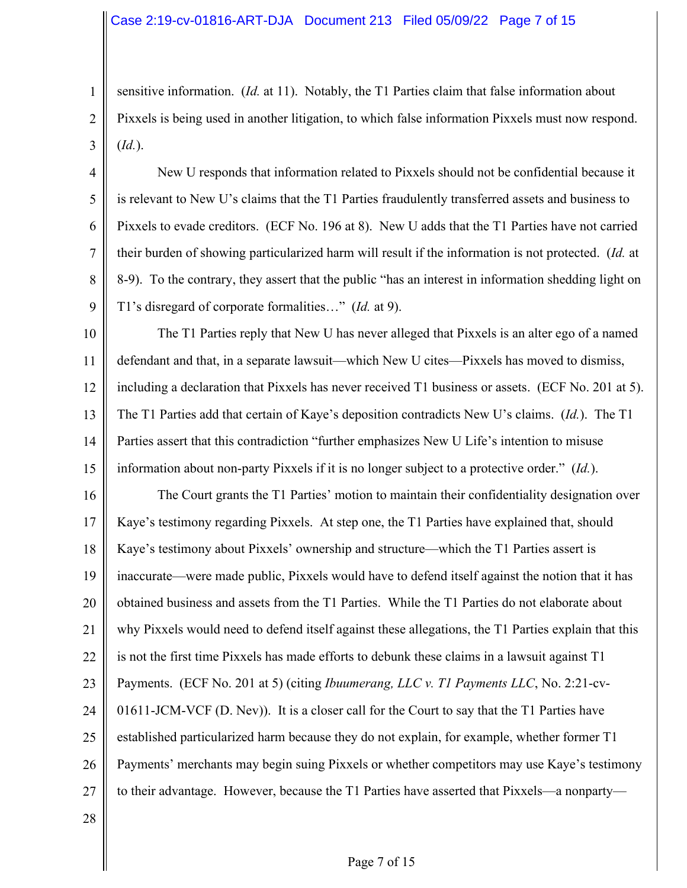sensitive information. (*Id.* at 11). Notably, the T1 Parties claim that false information about Pixxels is being used in another litigation, to which false information Pixxels must now respond. (*Id.*).

New U responds that information related to Pixxels should not be confidential because it is relevant to New U's claims that the T1 Parties fraudulently transferred assets and business to Pixxels to evade creditors. (ECF No. 196 at 8). New U adds that the T1 Parties have not carried their burden of showing particularized harm will result if the information is not protected. (*Id.* at 8-9). To the contrary, they assert that the public "has an interest in information shedding light on T1's disregard of corporate formalities…" (*Id.* at 9).

The T1 Parties reply that New U has never alleged that Pixxels is an alter ego of a named defendant and that, in a separate lawsuit—which New U cites—Pixxels has moved to dismiss, including a declaration that Pixxels has never received T1 business or assets. (ECF No. 201 at 5). The T1 Parties add that certain of Kaye's deposition contradicts New U's claims. (*Id.*). The T1 Parties assert that this contradiction "further emphasizes New U Life's intention to misuse information about non-party Pixxels if it is no longer subject to a protective order." (*Id.*).

The Court grants the T1 Parties' motion to maintain their confidentiality designation over Kaye's testimony regarding Pixxels. At step one, the T1 Parties have explained that, should Kaye's testimony about Pixxels' ownership and structure—which the T1 Parties assert is inaccurate—were made public, Pixxels would have to defend itself against the notion that it has obtained business and assets from the T1 Parties. While the T1 Parties do not elaborate about why Pixxels would need to defend itself against these allegations, the T1 Parties explain that this is not the first time Pixxels has made efforts to debunk these claims in a lawsuit against T1 Payments. (ECF No. 201 at 5) (citing *Ibuumerang, LLC v. T1 Payments LLC*, No. 2:21-cv-01611-JCM-VCF (D. Nev)). It is a closer call for the Court to say that the T1 Parties have established particularized harm because they do not explain, for example, whether former T1 Payments' merchants may begin suing Pixxels or whether competitors may use Kaye's testimony to their advantage. However, because the T1 Parties have asserted that Pixxels—a nonparty—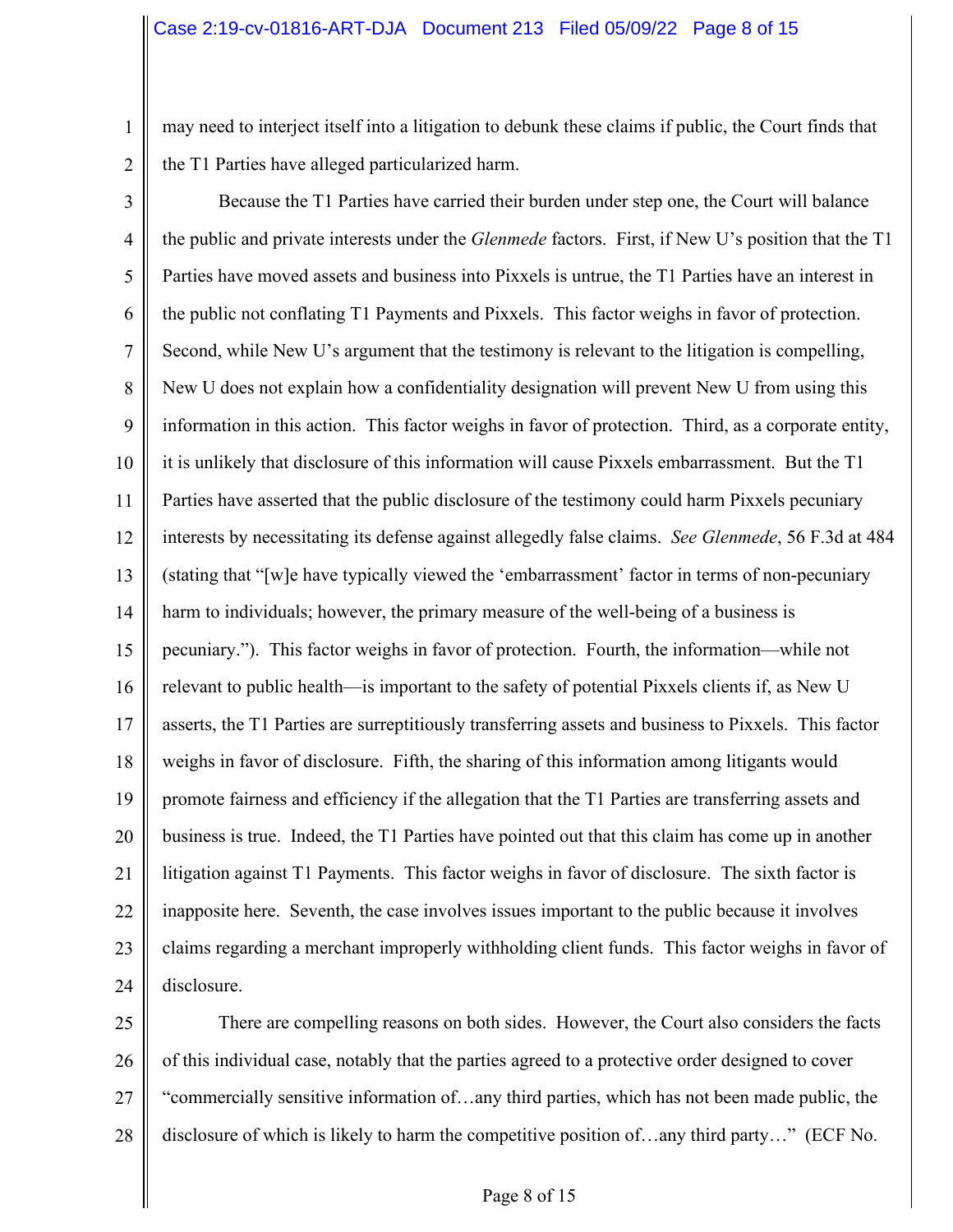may need to interject itself into a litigation to debunk these claims if public, the Court finds that the T1 Parties have alleged particularized harm.

Because the T1 Parties have carried their burden under step one, the Court will balance the public and private interests under the *Glenmede* factors. First, if New U's position that the T1 Parties have moved assets and business into Pixxels is untrue, the T1 Parties have an interest in the public not conflating T1 Payments and Pixxels. This factor weighs in favor of protection. Second, while New U's argument that the testimony is relevant to the litigation is compelling, New U does not explain how a confidentiality designation will prevent New U from using this information in this action. This factor weighs in favor of protection. Third, as a corporate entity, it is unlikely that disclosure of this information will cause Pixxels embarrassment. But the T1 Parties have asserted that the public disclosure of the testimony could harm Pixxels pecuniary interests by necessitating its defense against allegedly false claims. *See Glenmede*, 56 F.3d at 484 (stating that "[w]e have typically viewed the 'embarrassment' factor in terms of non-pecuniary harm to individuals; however, the primary measure of the well-being of a business is pecuniary."). This factor weighs in favor of protection. Fourth, the information—while not relevant to public health—is important to the safety of potential Pixxels clients if, as New U asserts, the T1 Parties are surreptitiously transferring assets and business to Pixxels. This factor weighs in favor of disclosure. Fifth, the sharing of this information among litigants would promote fairness and efficiency if the allegation that the T1 Parties are transferring assets and business is true. Indeed, the T1 Parties have pointed out that this claim has come up in another litigation against T1 Payments. This factor weighs in favor of disclosure. The sixth factor is inapposite here. Seventh, the case involves issues important to the public because it involves claims regarding a merchant improperly withholding client funds. This factor weighs in favor of disclosure.

There are compelling reasons on both sides. However, the Court also considers the facts of this individual case, notably that the parties agreed to a protective order designed to cover "commercially sensitive information of…any third parties, which has not been made public, the disclosure of which is likely to harm the competitive position of…any third party…" (ECF No.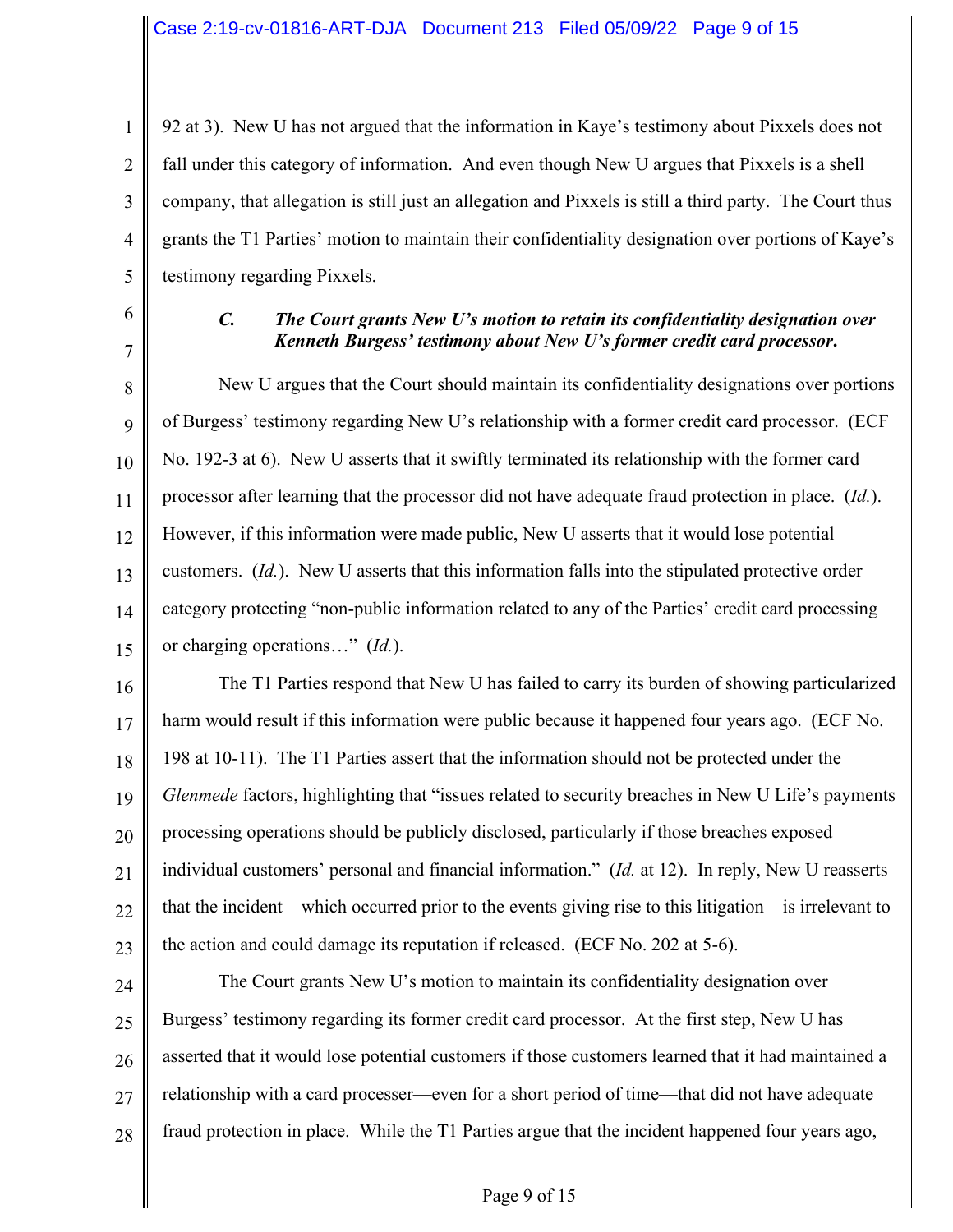92 at 3). New U has not argued that the information in Kaye's testimony about Pixxels does not fall under this category of information. And even though New U argues that Pixxels is a shell company, that allegation is still just an allegation and Pixxels is still a third party. The Court thus grants the T1 Parties' motion to maintain their confidentiality designation over portions of Kaye's testimony regarding Pixxels.

### *C. The Court grants New U's motion to retain its confidentiality designation over Kenneth Burgess' testimony about New U's former credit card processor.*

New U argues that the Court should maintain its confidentiality designations over portions of Burgess' testimony regarding New U's relationship with a former credit card processor. (ECF No. 192-3 at 6). New U asserts that it swiftly terminated its relationship with the former card processor after learning that the processor did not have adequate fraud protection in place. (*Id.*). However, if this information were made public, New U asserts that it would lose potential customers. (*Id.*). New U asserts that this information falls into the stipulated protective order category protecting "non-public information related to any of the Parties' credit card processing or charging operations…" (*Id.*).

The T1 Parties respond that New U has failed to carry its burden of showing particularized harm would result if this information were public because it happened four years ago. (ECF No. 198 at 10-11). The T1 Parties assert that the information should not be protected under the *Glenmede* factors, highlighting that "issues related to security breaches in New U Life's payments processing operations should be publicly disclosed, particularly if those breaches exposed individual customers' personal and financial information." (*Id.* at 12). In reply, New U reasserts that the incident—which occurred prior to the events giving rise to this litigation—is irrelevant to the action and could damage its reputation if released. (ECF No. 202 at 5-6).

The Court grants New U's motion to maintain its confidentiality designation over Burgess' testimony regarding its former credit card processor. At the first step, New U has asserted that it would lose potential customers if those customers learned that it had maintained a relationship with a card processer—even for a short period of time—that did not have adequate fraud protection in place. While the T1 Parties argue that the incident happened four years ago,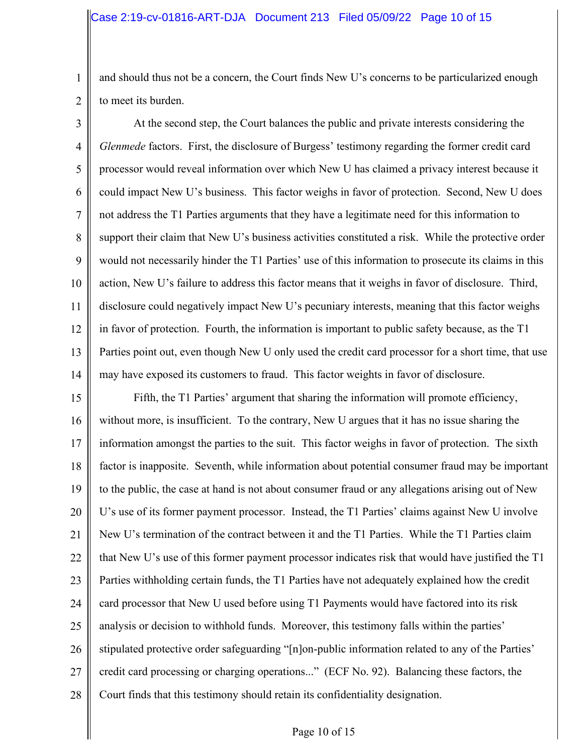and should thus not be a concern, the Court finds New U's concerns to be particularized enough to meet its burden.

At the second step, the Court balances the public and private interests considering the *Glenmede* factors. First, the disclosure of Burgess' testimony regarding the former credit card processor would reveal information over which New U has claimed a privacy interest because it could impact New U's business. This factor weighs in favor of protection. Second, New U does not address the T1 Parties arguments that they have a legitimate need for this information to support their claim that New U's business activities constituted a risk. While the protective order would not necessarily hinder the T1 Parties' use of this information to prosecute its claims in this action, New U's failure to address this factor means that it weighs in favor of disclosure. Third, disclosure could negatively impact New U's pecuniary interests, meaning that this factor weighs in favor of protection. Fourth, the information is important to public safety because, as the T1 Parties point out, even though New U only used the credit card processor for a short time, that use may have exposed its customers to fraud. This factor weights in favor of disclosure.

Fifth, the T1 Parties' argument that sharing the information will promote efficiency, without more, is insufficient. To the contrary, New U argues that it has no issue sharing the information amongst the parties to the suit. This factor weighs in favor of protection. The sixth factor is inapposite. Seventh, while information about potential consumer fraud may be important to the public, the case at hand is not about consumer fraud or any allegations arising out of New U's use of its former payment processor. Instead, the T1 Parties' claims against New U involve New U's termination of the contract between it and the T1 Parties. While the T1 Parties claim that New U's use of this former payment processor indicates risk that would have justified the T1 Parties withholding certain funds, the T1 Parties have not adequately explained how the credit card processor that New U used before using T1 Payments would have factored into its risk analysis or decision to withhold funds. Moreover, this testimony falls within the parties' stipulated protective order safeguarding "[n]on-public information related to any of the Parties' credit card processing or charging operations..." (ECF No. 92). Balancing these factors, the Court finds that this testimony should retain its confidentiality designation.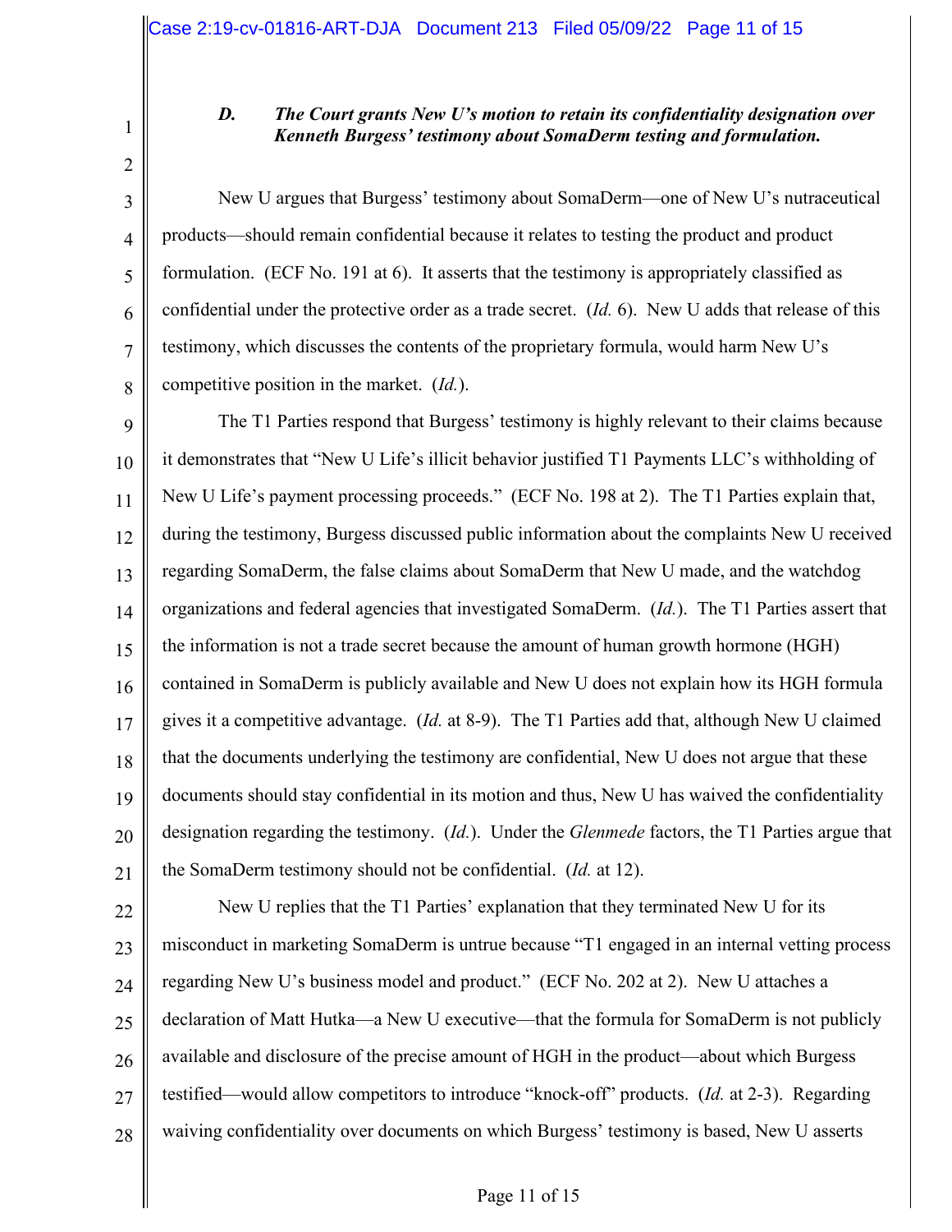### *D. The Court grants New U's motion to retain its confidentiality designation over Kenneth Burgess' testimony about SomaDerm testing and formulation.*

New U argues that Burgess' testimony about SomaDerm—one of New U's nutraceutical products—should remain confidential because it relates to testing the product and product formulation. (ECF No. 191 at 6). It asserts that the testimony is appropriately classified as confidential under the protective order as a trade secret. (*Id.* 6). New U adds that release of this testimony, which discusses the contents of the proprietary formula, would harm New U's competitive position in the market. (*Id.*).

The T1 Parties respond that Burgess' testimony is highly relevant to their claims because it demonstrates that "New U Life's illicit behavior justified T1 Payments LLC's withholding of New U Life's payment processing proceeds." (ECF No. 198 at 2). The T1 Parties explain that, during the testimony, Burgess discussed public information about the complaints New U received regarding SomaDerm, the false claims about SomaDerm that New U made, and the watchdog organizations and federal agencies that investigated SomaDerm. (*Id.*). The T1 Parties assert that the information is not a trade secret because the amount of human growth hormone (HGH) contained in SomaDerm is publicly available and New U does not explain how its HGH formula gives it a competitive advantage. (*Id.* at 8-9). The T1 Parties add that, although New U claimed that the documents underlying the testimony are confidential, New U does not argue that these documents should stay confidential in its motion and thus, New U has waived the confidentiality designation regarding the testimony. (*Id.*). Under the *Glenmede* factors, the T1 Parties argue that the SomaDerm testimony should not be confidential. (*Id.* at 12).

New U replies that the T1 Parties' explanation that they terminated New U for its misconduct in marketing SomaDerm is untrue because "T1 engaged in an internal vetting process regarding New U's business model and product." (ECF No. 202 at 2). New U attaches a declaration of Matt Hutka—a New U executive—that the formula for SomaDerm is not publicly available and disclosure of the precise amount of HGH in the product—about which Burgess testified—would allow competitors to introduce "knock-off" products. (*Id.* at 2-3). Regarding waiving confidentiality over documents on which Burgess' testimony is based, New U asserts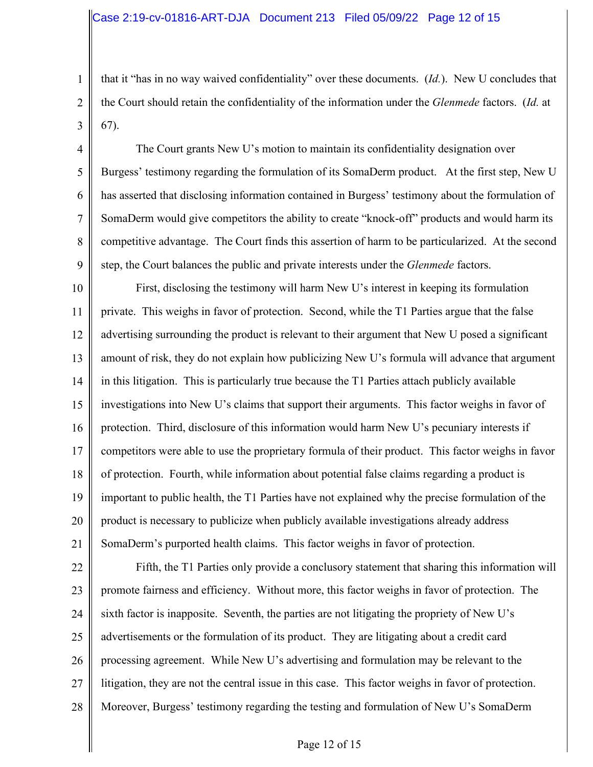that it "has in no way waived confidentiality" over these documents. (*Id.*). New U concludes that the Court should retain the confidentiality of the information under the *Glenmede* factors. (*Id.* at 67).

The Court grants New U's motion to maintain its confidentiality designation over Burgess' testimony regarding the formulation of its SomaDerm product. At the first step, New U has asserted that disclosing information contained in Burgess' testimony about the formulation of SomaDerm would give competitors the ability to create "knock-off" products and would harm its competitive advantage. The Court finds this assertion of harm to be particularized. At the second step, the Court balances the public and private interests under the *Glenmede* factors.

First, disclosing the testimony will harm New U's interest in keeping its formulation private. This weighs in favor of protection. Second, while the T1 Parties argue that the false advertising surrounding the product is relevant to their argument that New U posed a significant amount of risk, they do not explain how publicizing New U's formula will advance that argument in this litigation. This is particularly true because the T1 Parties attach publicly available investigations into New U's claims that support their arguments. This factor weighs in favor of protection. Third, disclosure of this information would harm New U's pecuniary interests if competitors were able to use the proprietary formula of their product. This factor weighs in favor of protection. Fourth, while information about potential false claims regarding a product is important to public health, the T1 Parties have not explained why the precise formulation of the product is necessary to publicize when publicly available investigations already address SomaDerm's purported health claims. This factor weighs in favor of protection.

Fifth, the T1 Parties only provide a conclusory statement that sharing this information will promote fairness and efficiency. Without more, this factor weighs in favor of protection. The sixth factor is inapposite. Seventh, the parties are not litigating the propriety of New U's advertisements or the formulation of its product. They are litigating about a credit card processing agreement. While New U's advertising and formulation may be relevant to the litigation, they are not the central issue in this case. This factor weighs in favor of protection. Moreover, Burgess' testimony regarding the testing and formulation of New U's SomaDerm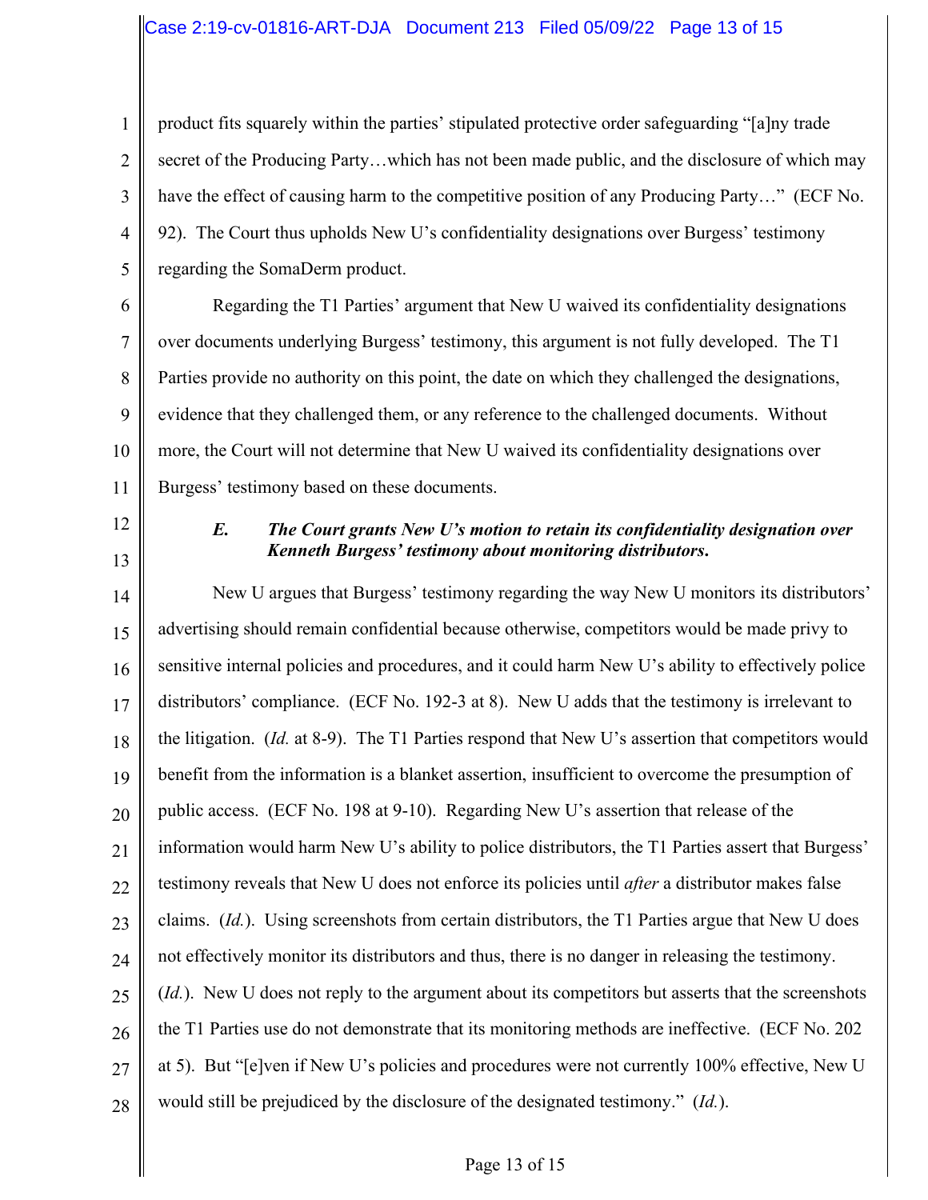product fits squarely within the parties' stipulated protective order safeguarding "[a]ny trade secret of the Producing Party…which has not been made public, and the disclosure of which may have the effect of causing harm to the competitive position of any Producing Party…" (ECF No. 92). The Court thus upholds New U's confidentiality designations over Burgess' testimony regarding the SomaDerm product.

Regarding the T1 Parties' argument that New U waived its confidentiality designations over documents underlying Burgess' testimony, this argument is not fully developed. The T1 Parties provide no authority on this point, the date on which they challenged the designations, evidence that they challenged them, or any reference to the challenged documents. Without more, the Court will not determine that New U waived its confidentiality designations over Burgess' testimony based on these documents.

### *E. The Court grants New U's motion to retain its confidentiality designation over Kenneth Burgess' testimony about monitoring distributors.*

New U argues that Burgess' testimony regarding the way New U monitors its distributors' advertising should remain confidential because otherwise, competitors would be made privy to sensitive internal policies and procedures, and it could harm New U's ability to effectively police distributors' compliance. (ECF No. 192-3 at 8). New U adds that the testimony is irrelevant to the litigation. (*Id.* at 8-9). The T1 Parties respond that New U's assertion that competitors would benefit from the information is a blanket assertion, insufficient to overcome the presumption of public access. (ECF No. 198 at 9-10). Regarding New U's assertion that release of the information would harm New U's ability to police distributors, the T1 Parties assert that Burgess' testimony reveals that New U does not enforce its policies until *after* a distributor makes false claims. (*Id.*). Using screenshots from certain distributors, the T1 Parties argue that New U does not effectively monitor its distributors and thus, there is no danger in releasing the testimony. (*Id.*). New U does not reply to the argument about its competitors but asserts that the screenshots the T1 Parties use do not demonstrate that its monitoring methods are ineffective. (ECF No. 202 at 5). But "[e]ven if New U's policies and procedures were not currently 100% effective, New U would still be prejudiced by the disclosure of the designated testimony." (*Id.*).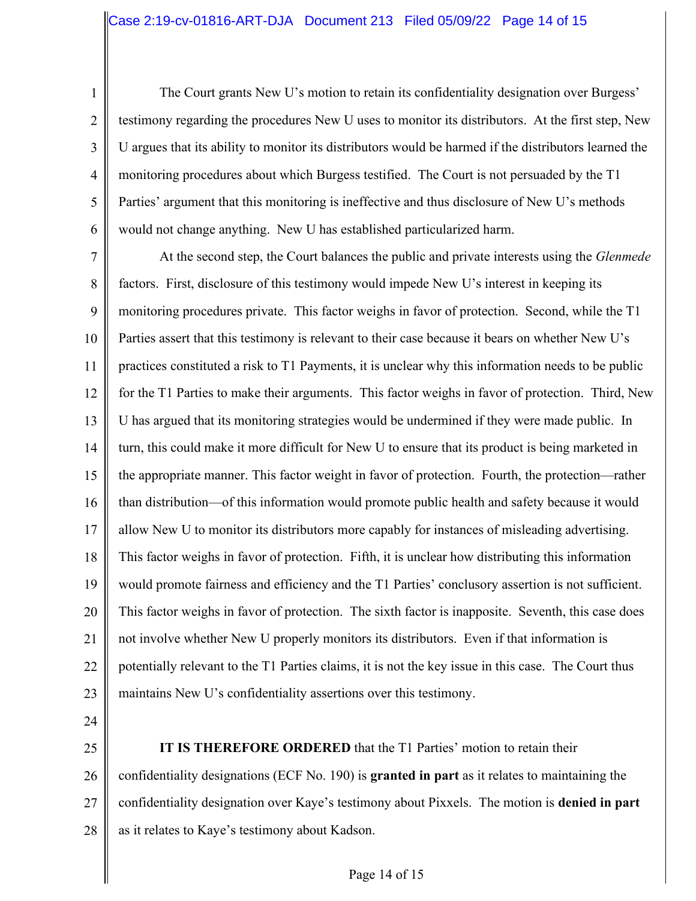The Court grants New U's motion to retain its confidentiality designation over Burgess' testimony regarding the procedures New U uses to monitor its distributors. At the first step, New U argues that its ability to monitor its distributors would be harmed if the distributors learned the monitoring procedures about which Burgess testified. The Court is not persuaded by the T1 Parties' argument that this monitoring is ineffective and thus disclosure of New U's methods would not change anything. New U has established particularized harm.

At the second step, the Court balances the public and private interests using the *Glenmede* factors. First, disclosure of this testimony would impede New U's interest in keeping its monitoring procedures private. This factor weighs in favor of protection. Second, while the T1 Parties assert that this testimony is relevant to their case because it bears on whether New U's practices constituted a risk to T1 Payments, it is unclear why this information needs to be public for the T1 Parties to make their arguments. This factor weighs in favor of protection. Third, New U has argued that its monitoring strategies would be undermined if they were made public. In turn, this could make it more difficult for New U to ensure that its product is being marketed in the appropriate manner. This factor weight in favor of protection. Fourth, the protection—rather than distribution—of this information would promote public health and safety because it would allow New U to monitor its distributors more capably for instances of misleading advertising. This factor weighs in favor of protection. Fifth, it is unclear how distributing this information would promote fairness and efficiency and the T1 Parties' conclusory assertion is not sufficient. This factor weighs in favor of protection. The sixth factor is inapposite. Seventh, this case does not involve whether New U properly monitors its distributors. Even if that information is potentially relevant to the T1 Parties claims, it is not the key issue in this case. The Court thus maintains New U's confidentiality assertions over this testimony.

**IT IS THEREFORE ORDERED** that the T1 Parties' motion to retain their confidentiality designations (ECF No. 190) is **granted in part** as it relates to maintaining the confidentiality designation over Kaye's testimony about Pixxels. The motion is **denied in part** as it relates to Kaye's testimony about Kadson.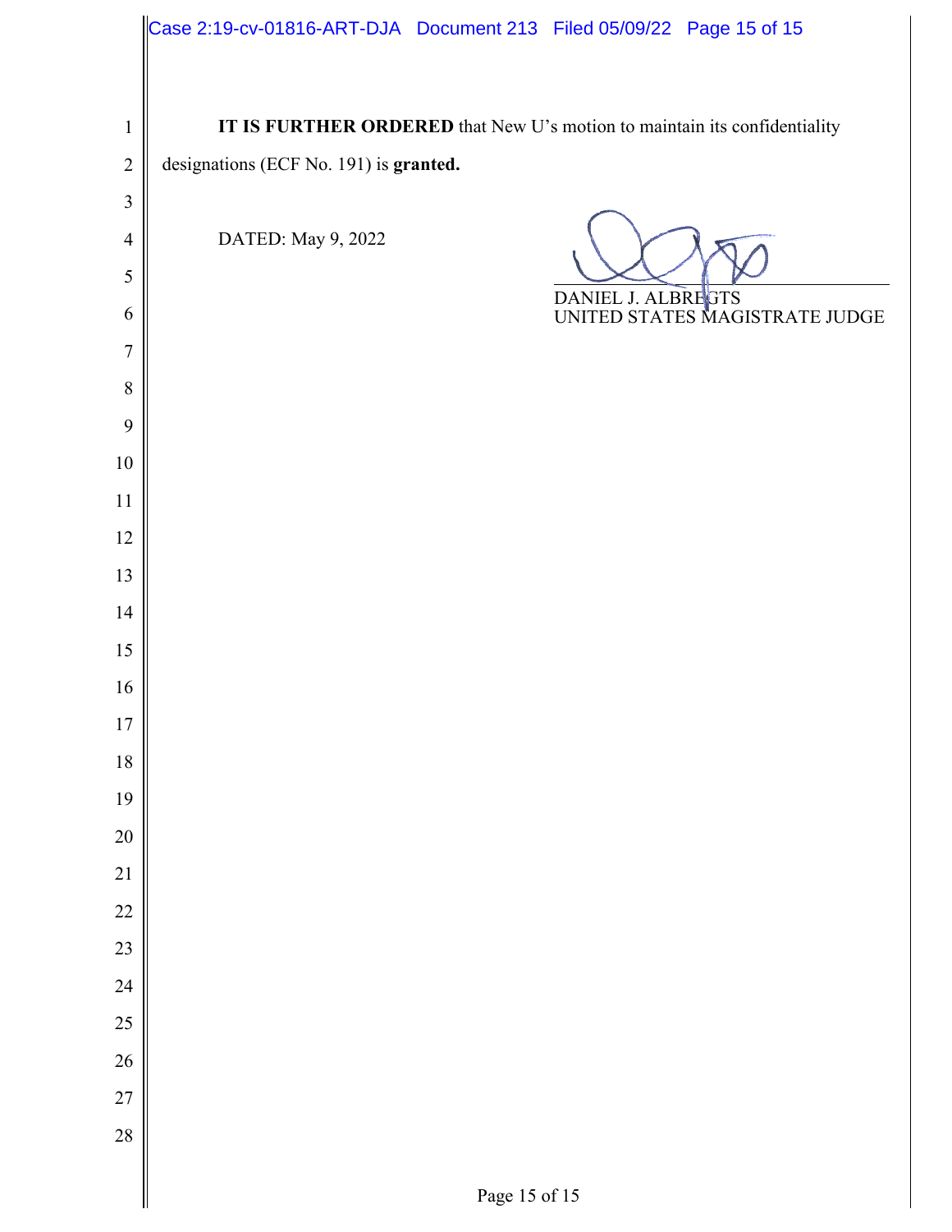**IT IS FURTHER ORDERED** that New U's motion to maintain its confidentiality designations (ECF No. 191) is **granted.**

DATED: May 9, 2022

DANIEL J. ALBREGTS
UNITED STATES MAGISTRATE JUDGE